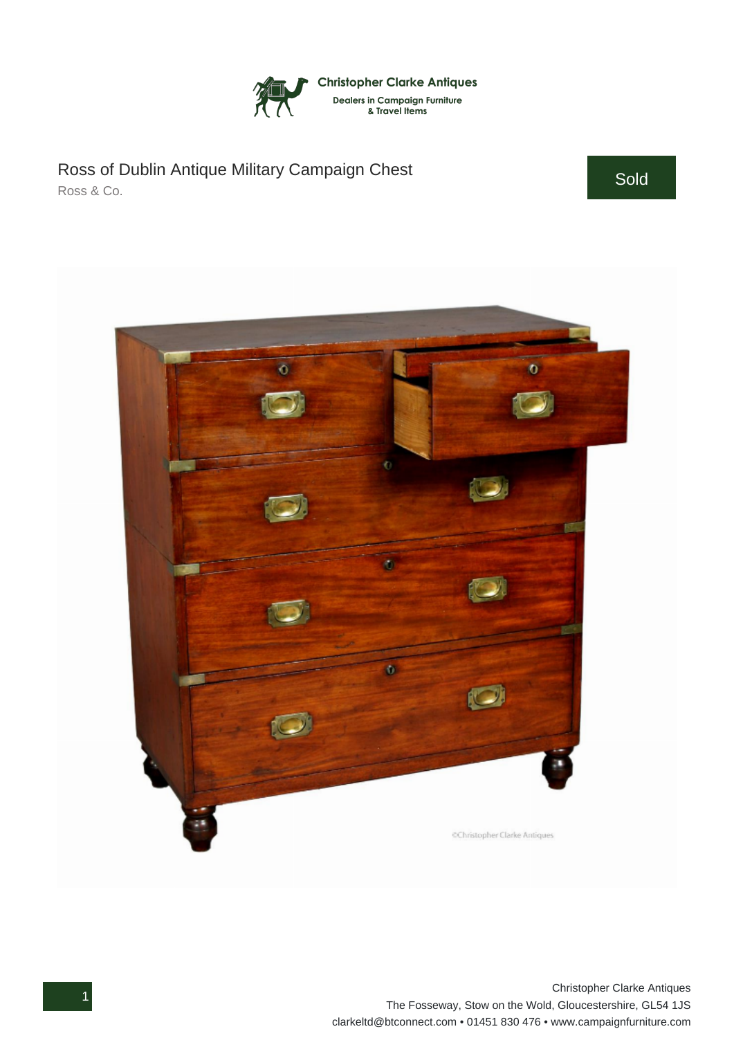Christopher Clarke Antiques

Dealers in Campaign Furniture & Travel Items

# Ross of Dublin Antique Military Campaign Chest

Ross & Co.

Sold

Christopher Clarke Antiques
The Fosseway, Stow on the Wold, Gloucestershire, GL54 1JS
clarkeltd@btconnect.com • 01451 830 476 • www.campaignfurniture.com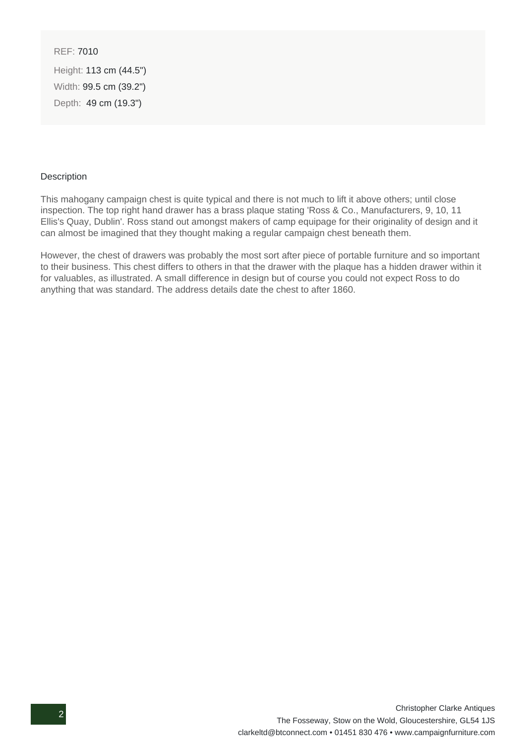REF: 7010

Height: 113 cm (44.5")

Width: 99.5 cm (39.2")

Depth: 49 cm (19.3")

## Description

This mahogany campaign chest is quite typical and there is not much to lift it above others; until close inspection. The top right hand drawer has a brass plaque stating 'Ross & Co., Manufacturers, 9, 10, 11 Ellis's Quay, Dublin'. Ross stand out amongst makers of camp equipage for their originality of design and it can almost be imagined that they thought making a regular campaign chest beneath them.

However, the chest of drawers was probably the most sort after piece of portable furniture and so important to their business. This chest differs to others in that the drawer with the plaque has a hidden drawer within it for valuables, as illustrated. A small difference in design but of course you could not expect Ross to do anything that was standard. The address details date the chest to after 1860.

Christopher Clarke Antiques
The Fosseway, Stow on the Wold, Gloucestershire, GL54 1JS
clarkeltd@btconnect.com • 01451 830 476 • www.campaignfurniture.com